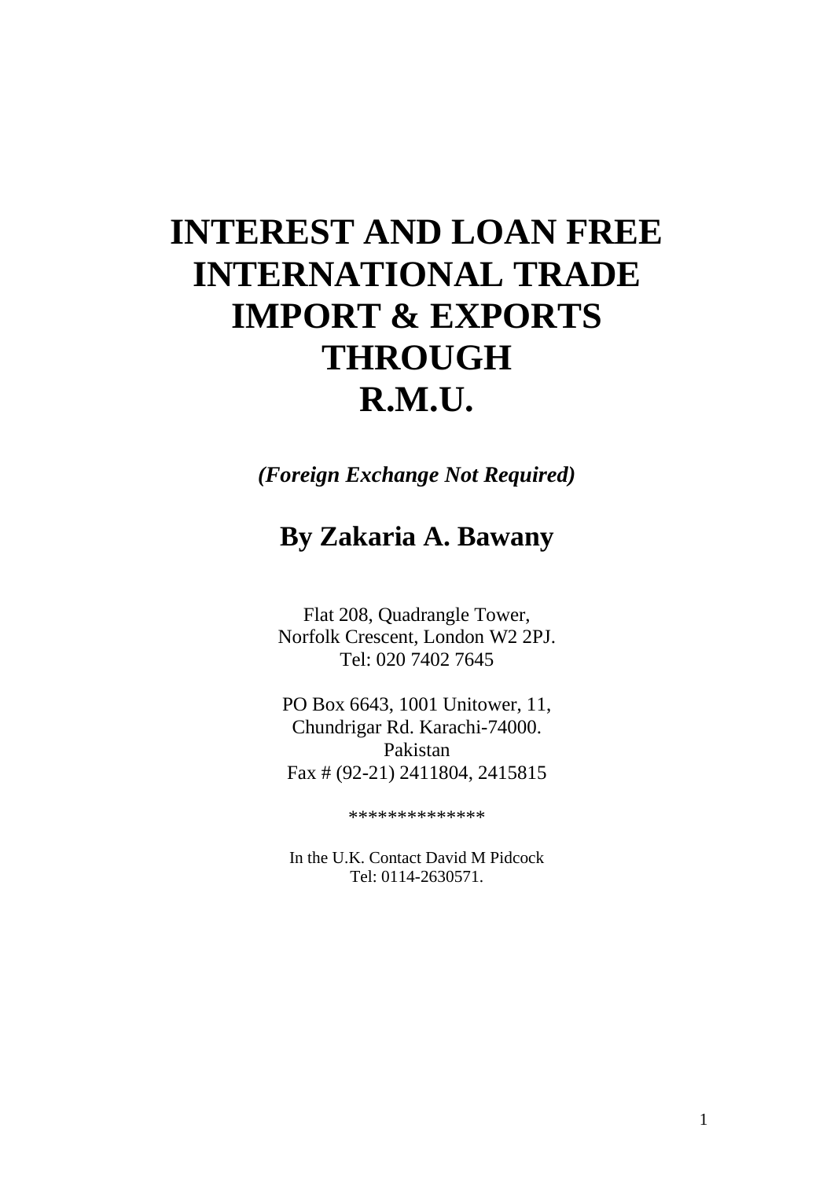# INTEREST AND LOAN FREE INTERNATIONAL TRADE IMPORT & EXPORTS THROUGH R.M.U.

***(Foreign Exchange Not Required)***

## By Zakaria A. Bawany

Flat 208, Quadrangle Tower,
Norfolk Crescent, London W2 2PJ.
Tel: 020 7402 7645

PO Box 6643, 1001 Unitower, 11,
Chundrigar Rd. Karachi-74000.
Pakistan
Fax # (92-21) 2411804, 2415815

**************

In the U.K. Contact David M Pidcock
Tel: 0114-2630571.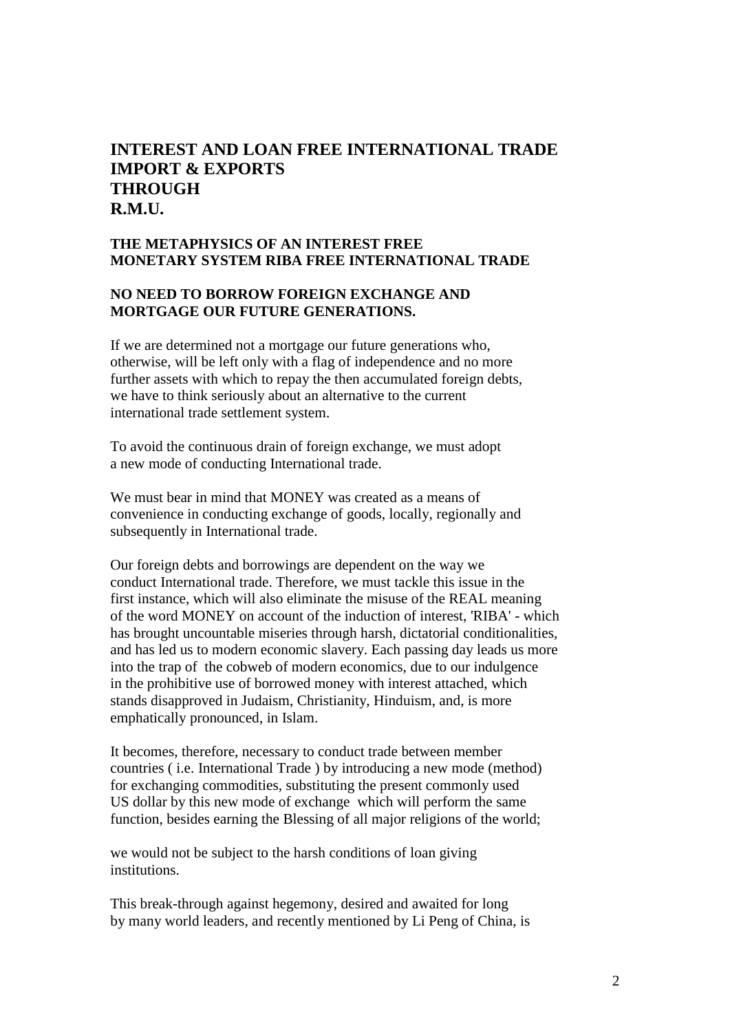# INTEREST AND LOAN FREE INTERNATIONAL TRADE IMPORT & EXPORTS THROUGH R.M.U.

### THE METAPHYSICS OF AN INTEREST FREE MONETARY SYSTEM RIBA FREE INTERNATIONAL TRADE

### NO NEED TO BORROW FOREIGN EXCHANGE AND MORTGAGE OUR FUTURE GENERATIONS.

If we are determined not a mortgage our future generations who, otherwise, will be left only with a flag of independence and no more further assets with which to repay the then accumulated foreign debts, we have to think seriously about an alternative to the current international trade settlement system.

To avoid the continuous drain of foreign exchange, we must adopt a new mode of conducting International trade.

We must bear in mind that MONEY was created as a means of convenience in conducting exchange of goods, locally, regionally and subsequently in International trade.

Our foreign debts and borrowings are dependent on the way we conduct International trade. Therefore, we must tackle this issue in the first instance, which will also eliminate the misuse of the REAL meaning of the word MONEY on account of the induction of interest, 'RIBA' - which has brought uncountable miseries through harsh, dictatorial conditionalities, and has led us to modern economic slavery. Each passing day leads us more into the trap of the cobweb of modern economics, due to our indulgence in the prohibitive use of borrowed money with interest attached, which stands disapproved in Judaism, Christianity, Hinduism, and, is more emphatically pronounced, in Islam.

It becomes, therefore, necessary to conduct trade between member countries ( i.e. International Trade ) by introducing a new mode (method) for exchanging commodities, substituting the present commonly used US dollar by this new mode of exchange which will perform the same function, besides earning the Blessing of all major religions of the world;

we would not be subject to the harsh conditions of loan giving institutions.

This break-through against hegemony, desired and awaited for long by many world leaders, and recently mentioned by Li Peng of China, is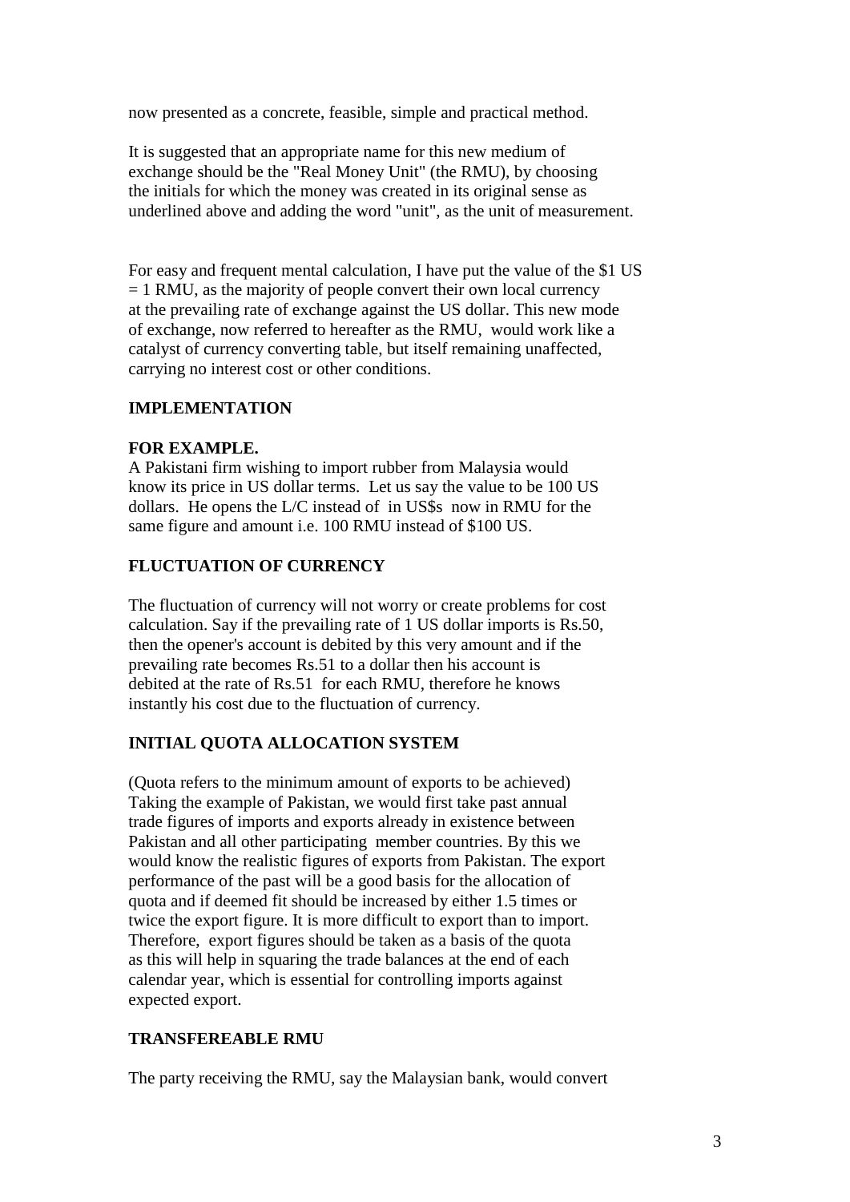now presented as a concrete, feasible, simple and practical method.

It is suggested that an appropriate name for this new medium of exchange should be the "Real Money Unit" (the RMU), by choosing the initials for which the money was created in its original sense as underlined above and adding the word "unit", as the unit of measurement.

For easy and frequent mental calculation, I have put the value of the $1 US = 1 RMU, as the majority of people convert their own local currency at the prevailing rate of exchange against the US dollar. This new mode of exchange, now referred to hereafter as the RMU, would work like a catalyst of currency converting table, but itself remaining unaffected, carrying no interest cost or other conditions.

**IMPLEMENTATION**

**FOR EXAMPLE.**
A Pakistani firm wishing to import rubber from Malaysia would know its price in US dollar terms. Let us say the value to be 100 US dollars. He opens the L/C instead of in US$s now in RMU for the same figure and amount i.e. 100 RMU instead of $100 US.

**FLUCTUATION OF CURRENCY**

The fluctuation of currency will not worry or create problems for cost calculation. Say if the prevailing rate of 1 US dollar imports is Rs.50, then the opener's account is debited by this very amount and if the prevailing rate becomes Rs.51 to a dollar then his account is debited at the rate of Rs.51 for each RMU, therefore he knows instantly his cost due to the fluctuation of currency.

**INITIAL QUOTA ALLOCATION SYSTEM**

(Quota refers to the minimum amount of exports to be achieved) Taking the example of Pakistan, we would first take past annual trade figures of imports and exports already in existence between Pakistan and all other participating member countries. By this we would know the realistic figures of exports from Pakistan. The export performance of the past will be a good basis for the allocation of quota and if deemed fit should be increased by either 1.5 times or twice the export figure. It is more difficult to export than to import. Therefore, export figures should be taken as a basis of the quota as this will help in squaring the trade balances at the end of each calendar year, which is essential for controlling imports against expected export.

**TRANSFEREABLE RMU**

The party receiving the RMU, say the Malaysian bank, would convert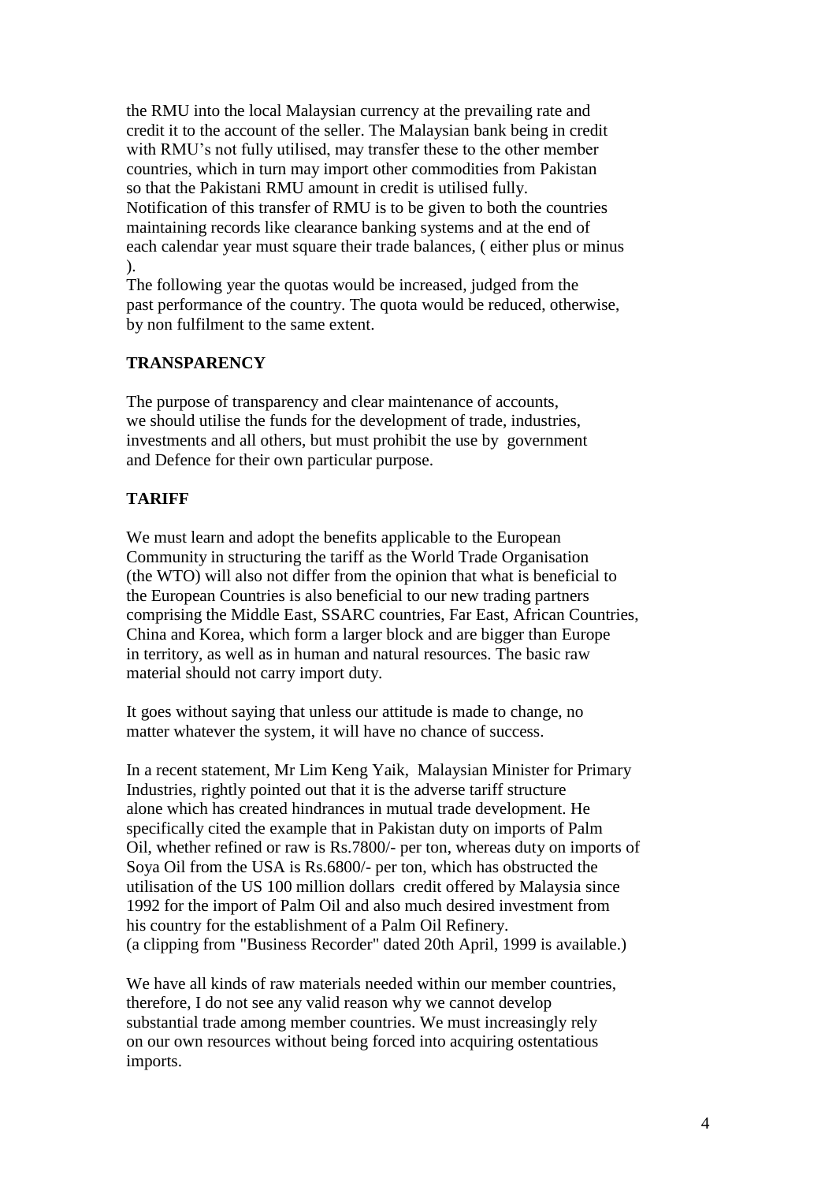the RMU into the local Malaysian currency at the prevailing rate and credit it to the account of the seller. The Malaysian bank being in credit with RMU's not fully utilised, may transfer these to the other member countries, which in turn may import other commodities from Pakistan so that the Pakistani RMU amount in credit is utilised fully. Notification of this transfer of RMU is to be given to both the countries maintaining records like clearance banking systems and at the end of each calendar year must square their trade balances, ( either plus or minus ).
The following year the quotas would be increased, judged from the past performance of the country. The quota would be reduced, otherwise, by non fulfilment to the same extent.

**TRANSPARENCY**

The purpose of transparency and clear maintenance of accounts, we should utilise the funds for the development of trade, industries, investments and all others, but must prohibit the use by government and Defence for their own particular purpose.

**TARIFF**

We must learn and adopt the benefits applicable to the European Community in structuring the tariff as the World Trade Organisation (the WTO) will also not differ from the opinion that what is beneficial to the European Countries is also beneficial to our new trading partners comprising the Middle East, SSARC countries, Far East, African Countries, China and Korea, which form a larger block and are bigger than Europe in territory, as well as in human and natural resources. The basic raw material should not carry import duty.

It goes without saying that unless our attitude is made to change, no matter whatever the system, it will have no chance of success.

In a recent statement, Mr Lim Keng Yaik, Malaysian Minister for Primary Industries, rightly pointed out that it is the adverse tariff structure alone which has created hindrances in mutual trade development. He specifically cited the example that in Pakistan duty on imports of Palm Oil, whether refined or raw is Rs.7800/- per ton, whereas duty on imports of Soya Oil from the USA is Rs.6800/- per ton, which has obstructed the utilisation of the US 100 million dollars credit offered by Malaysia since 1992 for the import of Palm Oil and also much desired investment from his country for the establishment of a Palm Oil Refinery.
(a clipping from "Business Recorder" dated 20th April, 1999 is available.)

We have all kinds of raw materials needed within our member countries, therefore, I do not see any valid reason why we cannot develop substantial trade among member countries. We must increasingly rely on our own resources without being forced into acquiring ostentatious imports.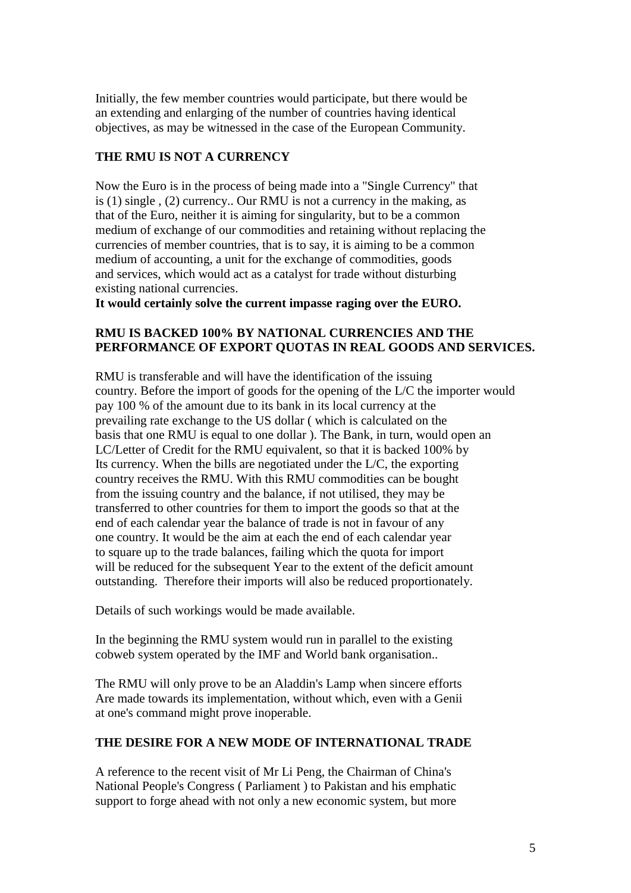Initially, the few member countries would participate, but there would be an extending and enlarging of the number of countries having identical objectives, as may be witnessed in the case of the European Community.

## THE RMU IS NOT A CURRENCY

Now the Euro is in the process of being made into a "Single Currency" that is (1) single , (2) currency.. Our RMU is not a currency in the making, as that of the Euro, neither it is aiming for singularity, but to be a common medium of exchange of our commodities and retaining without replacing the currencies of member countries, that is to say, it is aiming to be a common medium of accounting, a unit for the exchange of commodities, goods and services, which would act as a catalyst for trade without disturbing existing national currencies.

**It would certainly solve the current impasse raging over the EURO.**

## RMU IS BACKED 100% BY NATIONAL CURRENCIES AND THE PERFORMANCE OF EXPORT QUOTAS IN REAL GOODS AND SERVICES.

RMU is transferable and will have the identification of the issuing country. Before the import of goods for the opening of the L/C the importer would pay 100 % of the amount due to its bank in its local currency at the prevailing rate exchange to the US dollar ( which is calculated on the basis that one RMU is equal to one dollar ). The Bank, in turn, would open an LC/Letter of Credit for the RMU equivalent, so that it is backed 100% by Its currency. When the bills are negotiated under the L/C, the exporting country receives the RMU. With this RMU commodities can be bought from the issuing country and the balance, if not utilised, they may be transferred to other countries for them to import the goods so that at the end of each calendar year the balance of trade is not in favour of any one country. It would be the aim at each the end of each calendar year to square up to the trade balances, failing which the quota for import will be reduced for the subsequent Year to the extent of the deficit amount outstanding. Therefore their imports will also be reduced proportionately.

Details of such workings would be made available.

In the beginning the RMU system would run in parallel to the existing cobweb system operated by the IMF and World bank organisation..

The RMU will only prove to be an Aladdin's Lamp when sincere efforts Are made towards its implementation, without which, even with a Genii at one's command might prove inoperable.

## THE DESIRE FOR A NEW MODE OF INTERNATIONAL TRADE

A reference to the recent visit of Mr Li Peng, the Chairman of China's National People's Congress ( Parliament ) to Pakistan and his emphatic support to forge ahead with not only a new economic system, but more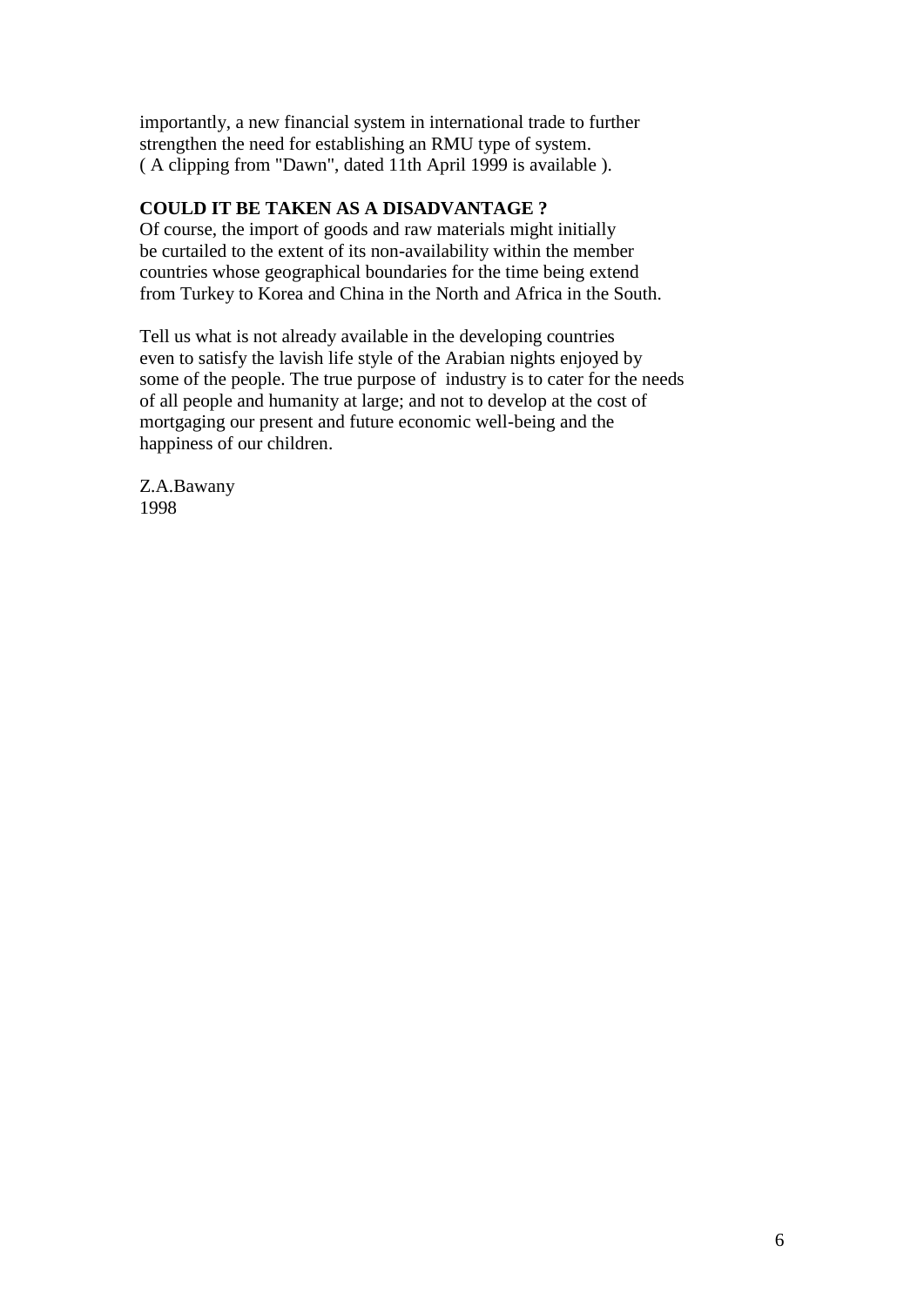importantly, a new financial system in international trade to further strengthen the need for establishing an RMU type of system. ( A clipping from "Dawn", dated 11th April 1999 is available ).

**COULD IT BE TAKEN AS A DISADVANTAGE ?**

Of course, the import of goods and raw materials might initially be curtailed to the extent of its non-availability within the member countries whose geographical boundaries for the time being extend from Turkey to Korea and China in the North and Africa in the South.

Tell us what is not already available in the developing countries even to satisfy the lavish life style of the Arabian nights enjoyed by some of the people. The true purpose of industry is to cater for the needs of all people and humanity at large; and not to develop at the cost of mortgaging our present and future economic well-being and the happiness of our children.

Z.A.Bawany
1998